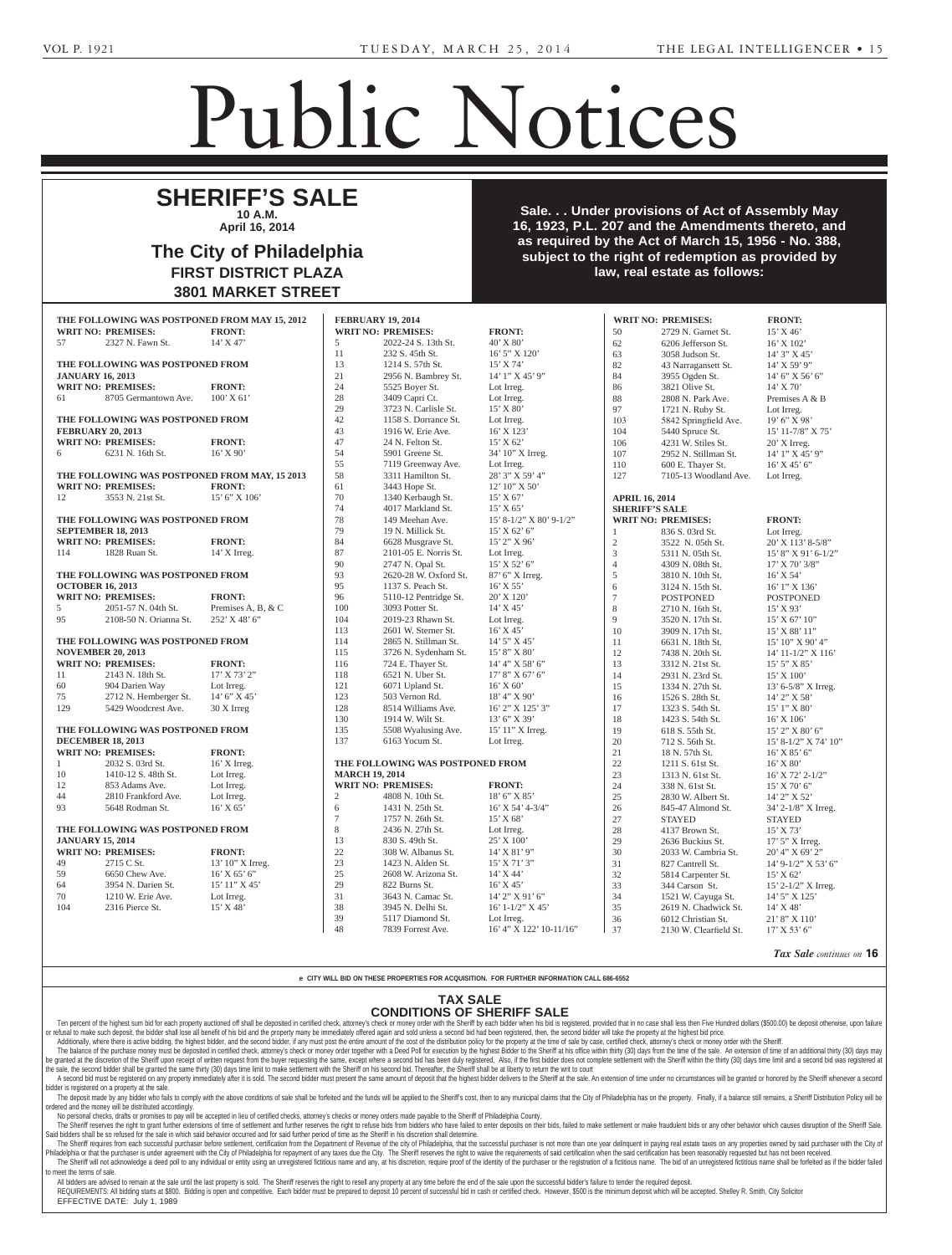# Public Notices

## SHERIFF'S SALE

**10 A.M.**
**April 16, 2014**

### The City of Philadelphia

**FIRST DISTRICT PLAZA**
**3801 MARKET STREET**

**Sale. . . Under provisions of Act of Assembly May 16, 1923, P.L. 207 and the Amendments thereto, and as required by the Act of March 15, 1956 - No. 388, subject to the right of redemption as provided by law, real estate as follows:**

**THE FOLLOWING WAS POSTPONED FROM MAY 15, 2012**

| WRIT NO: | PREMISES: | FRONT: |
|---|---|---|
| 57 | 2327 N. Fawn St. | 14' X 47' |

**THE FOLLOWING WAS POSTPONED FROM JANUARY 16, 2013**

| WRIT NO: | PREMISES: | FRONT: |
|---|---|---|
| 61 | 8705 Germantown Ave. | 100' X 61' |

**THE FOLLOWING WAS POSTPONED FROM FEBRUARY 20, 2013**

| WRIT NO: | PREMISES: | FRONT: |
|---|---|---|
| 6 | 6231 N. 16th St. | 16' X 90' |

**THE FOLLOWING WAS POSTPONED FROM MAY, 15 2013**

| WRIT NO: | PREMISES: | FRONT: |
|---|---|---|
| 12 | 3553 N. 21st St. | 15' 6" X 106' |

**THE FOLLOWING WAS POSTPONED FROM SEPTEMBER 18, 2013**

| WRIT NO: | PREMISES: | FRONT: |
|---|---|---|
| 114 | 1828 Ruan St. | 14' X Irreg. |

**THE FOLLOWING WAS POSTPONED FROM OCTOBER 16, 2013**

| WRIT NO: | PREMISES: | FRONT: |
|---|---|---|
| 5 | 2051-57 N. 04th St. | Premises A, B, & C |
| 95 | 2108-50 N. Orianna St. | 252' X 48' 6" |

**THE FOLLOWING WAS POSTPONED FROM NOVEMBER 20, 2013**

| WRIT NO: | PREMISES: | FRONT: |
|---|---|---|
| 11 | 2143 N. 18th St. | 17' X 73' 2" |
| 60 | 904 Darien Way | Lot Irreg. |
| 75 | 2712 N. Hemberger St. | 14' 6" X 45' |
| 129 | 5429 Woodcrest Ave. | 30 X Irreg |

**THE FOLLOWING WAS POSTPONED FROM DECEMBER 18, 2013**

| WRIT NO: | PREMISES: | FRONT: |
|---|---|---|
| 1 | 2032 S. 03rd St. | 16' X Irreg. |
| 10 | 1410-12 S. 48th St. | Lot Irreg. |
| 12 | 853 Adams Ave. | Lot Irreg. |
| 44 | 2810 Frankford Ave. | Lot Irreg. |
| 93 | 5648 Rodman St. | 16' X 65' |

**THE FOLLOWING WAS POSTPONED FROM JANUARY 15, 2014**

| WRIT NO: | PREMISES: | FRONT: |
|---|---|---|
| 49 | 2715 C St. | 13' 10" X Irreg. |
| 59 | 6650 Chew Ave. | 16' X 65' 6" |
| 64 | 3954 N. Darien St. | 15' 11" X 45' |
| 70 | 1210 W. Erie Ave. | Lot Irreg. |
| 104 | 2316 Pierce St. | 15' X 48' |

**FEBRUARY 19, 2014**

| WRIT NO: | PREMISES: | FRONT: |
|---|---|---|
| 5 | 2022-24 S. 13th St. | 40' X 80' |
| 11 | 232 S. 45th St. | 16' 5" X 120' |
| 13 | 1214 S. 57th St. | 15' X 74' |
| 21 | 2956 N. Bambrey St. | 14' 1" X 45' 9" |
| 24 | 5525 Boyer St. | Lot Irreg. |
| 28 | 3409 Capri Ct. | Lot Irreg. |
| 29 | 3723 N. Carlisle St. | 15' X 80' |
| 42 | 1158 S. Dorrance St. | Lot Irreg. |
| 43 | 1916 W. Erie Ave. | 16' X 123' |
| 47 | 24 N. Felton St. | 15' X 62' |
| 54 | 5901 Greene St. | 34' 10" X Irreg. |
| 55 | 7119 Greenway Ave. | Lot Irreg. |
| 58 | 3311 Hamilton St. | 28' 3" X 59' 4" |
| 61 | 3443 Hope St. | 12' 10" X 50' |
| 70 | 1340 Kerbaugh St. | 15' X 67' |
| 74 | 4017 Markland St. | 15' X 65' |
| 78 | 149 Meehan Ave. | 15' 8-1/2" X 80' 9-1/2" |
| 79 | 19 N. Millick St. | 15' X 62' 6" |
| 84 | 6628 Musgrave St. | 15' 2" X 96' |
| 87 | 2101-05 E. Norris St. | Lot Irreg. |
| 90 | 2747 N. Opal St. | 15' X 52' 6" |
| 93 | 2620-28 W. Oxford St. | 87' 6" X Irreg. |
| 95 | 1137 S. Peach St. | 16' X 55' |
| 96 | 5110-12 Pentridge St. | 20' X 120' |
| 100 | 3093 Potter St. | 14' X 45' |
| 104 | 2019-23 Rhawn St. | Lot Irreg. |
| 113 | 2601 W. Sterner St. | 16' X 45' |
| 114 | 2865 N. Stillman St. | 14' 5" X 45' |
| 115 | 3726 N. Sydenham St. | 15' 8" X 80' |
| 116 | 724 E. Thayer St. | 14' 4" X 58' 6" |
| 118 | 6521 N. Uber St. | 17' 8" X 67' 6" |
| 121 | 6071 Upland St. | 16' X 60' |
| 123 | 503 Vernon Rd. | 18' 4" X 90' |
| 128 | 8514 Williams Ave. | 16' 2" X 125' 3" |
| 130 | 1914 W. Wilt St. | 13' 6" X 39' |
| 135 | 5508 Wyalusing Ave. | 15' 11" X Irreg. |
| 137 | 6163 Yocum St. | Lot Irreg. |

**THE FOLLOWING WAS POSTPONED FROM MARCH 19, 2014**

| WRIT NO: | PREMISES: | FRONT: |
|---|---|---|
| 2 | 4808 N. 10th St. | 18' 6" X 85' |
| 6 | 1431 N. 25th St. | 16' X 54' 4-3/4" |
| 7 | 1757 N. 26th St. | 15' X 68' |
| 8 | 2436 N. 27th St. | Lot Irreg. |
| 13 | 830 S. 49th St. | 25' X 100' |
| 22 | 308 W. Albanus St. | 14' X 81' 9" |
| 23 | 1423 N. Alden St. | 15' X 71' 3" |
| 25 | 2608 W. Arizona St. | 14' X 44' |
| 29 | 822 Burns St. | 16' X 45' |
| 31 | 3643 N. Camac St. | 14' 2" X 91' 6" |
| 38 | 3945 N. Delhi St. | 16' 1-1/2" X 45' |
| 39 | 5117 Diamond St. | Lot Irreg. |
| 48 | 7839 Forrest Ave. | 16' 4" X 122' 10-11/16" |
| 50 | 2729 N. Garnet St. | 15' X 46' |
| 62 | 6206 Jefferson St. | 16' X 102' |
| 63 | 3058 Judson St. | 14' 3" X 45' |
| 82 | 43 Narragansett St. | 14' X 59' 9" |
| 84 | 3955 Ogden St. | 14' 6" X 56' 6" |
| 86 | 3821 Olive St. | 14' X 70' |
| 88 | 2808 N. Park Ave. | Premises A & B |
| 97 | 1721 N. Ruby St. | Lot Irreg. |
| 103 | 5842 Springfield Ave. | 19' 6" X 98' |
| 104 | 5440 Spruce St. | 15' 11-7/8" X 75' |
| 106 | 4231 W. Stiles St. | 20' X Irreg. |
| 107 | 2952 N. Stillman St. | 14' 1" X 45' 9" |
| 110 | 600 E. Thayer St. | 16' X 45' 6" |
| 127 | 7105-13 Woodland Ave. | Lot Irreg. |

**APRIL 16, 2014**
**SHERIFF'S SALE**

| WRIT NO: | PREMISES: | FRONT: |
|---|---|---|
| 1 | 836 S. 03rd St. | Lot Irreg. |
| 2 | 3522 N. 05th St. | 20' X 113' 8-5/8" |
| 3 | 5311 N. 05th St. | 15' 8" X 91' 6-1/2" |
| 4 | 4309 N. 08th St. | 17' X 70' 3/8" |
| 5 | 3810 N. 10th St. | 16' X 54' |
| 6 | 3124 N. 15th St. | 16' 1" X 136' |
| 7 | POSTPONED | POSTPONED |
| 8 | 2710 N. 16th St. | 15' X 93' |
| 9 | 3520 N. 17th St. | 15' X 67' 10" |
| 10 | 3909 N. 17th St. | 15' X 88' 11" |
| 11 | 6631 N. 18th St. | 15' 10" X 90' 4" |
| 12 | 7438 N. 20th St. | 14' 11-1/2" X 116' |
| 13 | 3312 N. 21st St. | 15' 5" X 85' |
| 14 | 2931 N. 23rd St. | 15' X 100' |
| 15 | 1334 N. 27th St. | 13' 6-5/8" X Irreg. |
| 16 | 1526 S. 28th St. | 14' 2" X 58' |
| 17 | 1323 S. 54th St. | 15' 1" X 80' |
| 18 | 1423 S. 54th St. | 16' X 106' |
| 19 | 618 S. 55th St. | 15' 2" X 80' 6" |
| 20 | 712 S. 56th St. | 15' 8-1/2" X 74' 10" |
| 21 | 18 N. 57th St. | 16' X 85' 6" |
| 22 | 1211 S. 61st St. | 16' X 80' |
| 23 | 1313 N. 61st St. | 16' X 72' 2-1/2" |
| 24 | 338 N. 61st St. | 15' X 70' 6" |
| 25 | 2830 W. Albert St. | 14' 2" X 52' |
| 26 | 845-47 Almond St. | 34' 2-1/8" X Irreg. |
| 27 | STAYED | STAYED |
| 28 | 4137 Brown St. | 15' X 73' |
| 29 | 2636 Buckius St. | 17' 5" X Irreg. |
| 30 | 2033 W. Cambria St. | 20' 4" X 69' 2" |
| 31 | 827 Cantrell St. | 14' 9-1/2" X 53' 6" |
| 32 | 5814 Carpenter St. | 15' X 62' |
| 33 | 344 Carson St. | 15' 2-1/2" X Irreg. |
| 34 | 1521 W. Cayuga St. | 14' 5" X 125' |
| 35 | 2619 N. Chadwick St. | 14' X 48' |
| 36 | 6012 Christian St. | 21' 8" X 110' |
| 37 | 2130 W. Clearfield St. | 17' X 53' 6" |

*Tax Sale continues on* **16**

e CITY WILL BID ON THESE PROPERTIES FOR ACQUISITION. FOR FURTHER INFORMATION CALL 686-6552

## TAX SALE
## CONDITIONS OF SHERIFF SALE

Ten percent of the highest sum bid for each property auctioned off shall be deposited in certified check, attorney's check or money order with the Sheriff by each bidder when his bid is registered, provided that in no case shall less then Five Hundred dollars ($500.00) be deposit otherwise, upon failure or refusal to make such deposit, the bidder shall lose all benefit of his bid and the property many be immediately offered again and sold unless a second bid had been registered, then, the second bidder will take the property at the highest bid price.

Additionally, where there is active bidding, the highest bidder, and the second bidder, if any must post the entire amount of the cost of the distribution policy for the property at the time of sale by case, certified check, attorney's check or money order with the Sheriff.

The balance of the purchase money must be deposited in certified check, attorney's check or money order together with a Deed Poll for execution by the highest Bidder to the Sheriff at his office within thirty (30) days from the time of the sale. An extension of time of an additional thirty (30) days may be granted at the discretion of the Sheriff upon receipt of written request from the buyer requesting the same, except where a second bid has been duly registered, Also, if the first bidder does not complete settlement with the Sheriff within the thirty (30) days time limit and a second bid was registered at the sale, the second bidder shall be granted the same thirty (30) days time limit to make settlement with the Sheriff on his second bid. Thereafter, the Sheriff shall be at liberty to return the writ to court

A second bid must be registered on any property immediately after it is sold. The second bidder must present the same amount of deposit that the highest bidder delivers to the Sheriff at the sale. An extension of time under no circumstances will be granted or honored by the Sheriff whenever a second bidder is registered on a property at the sale.

The deposit made by any bidder who fails to comply with the above conditions of sale shall be forfeited and the funds will be applied to the Sheriff's cost, then to any municipal claims that the City of Philadelphia has on the property. Finally, if a balance still remains, a Sheriff Distribution Policy will be ordered and the money will be distributed accordingly.

No personal checks, drafts or promises to pay will be accepted in lieu of certified checks, attorney's checks or money orders made payable to the Sheriff of Philadelphia County.

The Sheriff reserves the right to grant further extensions of time of settlement and further reserves the right to refuse bids from bidders who have failed to enter deposits on their bids, failed to make settlement or make fraudulent bids or any other behavior which causes disruption of the Sheriff Sale. Said bidders shall be so refused for the sale in which said behavior occurred and for said further period of time as the Sheriff in his discretion shall determine.

The Sheriff requires from each successful purchaser before settlement, certification from the Department of Revenue of the city of Philadelphia, that the successful purchaser is not more than one year delinquent in paying real estate taxes on any properties owned by said purchaser with the City of Philadelphia or that the purchaser is under agreement with the City of Philadelphia for repayment of any taxes due the City. The Sheriff reserves the right to waive the requirements of said certification when the said certification has been reasonably requested but has not been received.

The Sheriff will not acknowledge a deed poll to any individual or entity using an unregistered fictitious name and any, at his discretion, require proof of the identity of the purchaser or the registration of a fictitious name. The bid of an unregistered fictitious name shall be forfeited as if the bidder failed to meet the terms of sale.

All bidders are advised to remain at the sale until the last property is sold. The Sheriff reserves the right to resell any property at any time before the end of the sale upon the successful bidder's failure to tender the required deposit.

REQUIREMENTS: All bidding starts at $800. Bidding is open and competitive. Each bidder must be prepared to deposit 10 percent of successful bid in cash or certified check. However, $500 is the minimum deposit which will be accepted. Shelley R. Smith, City Solicitor

EFFECTIVE DATE: July 1, 1989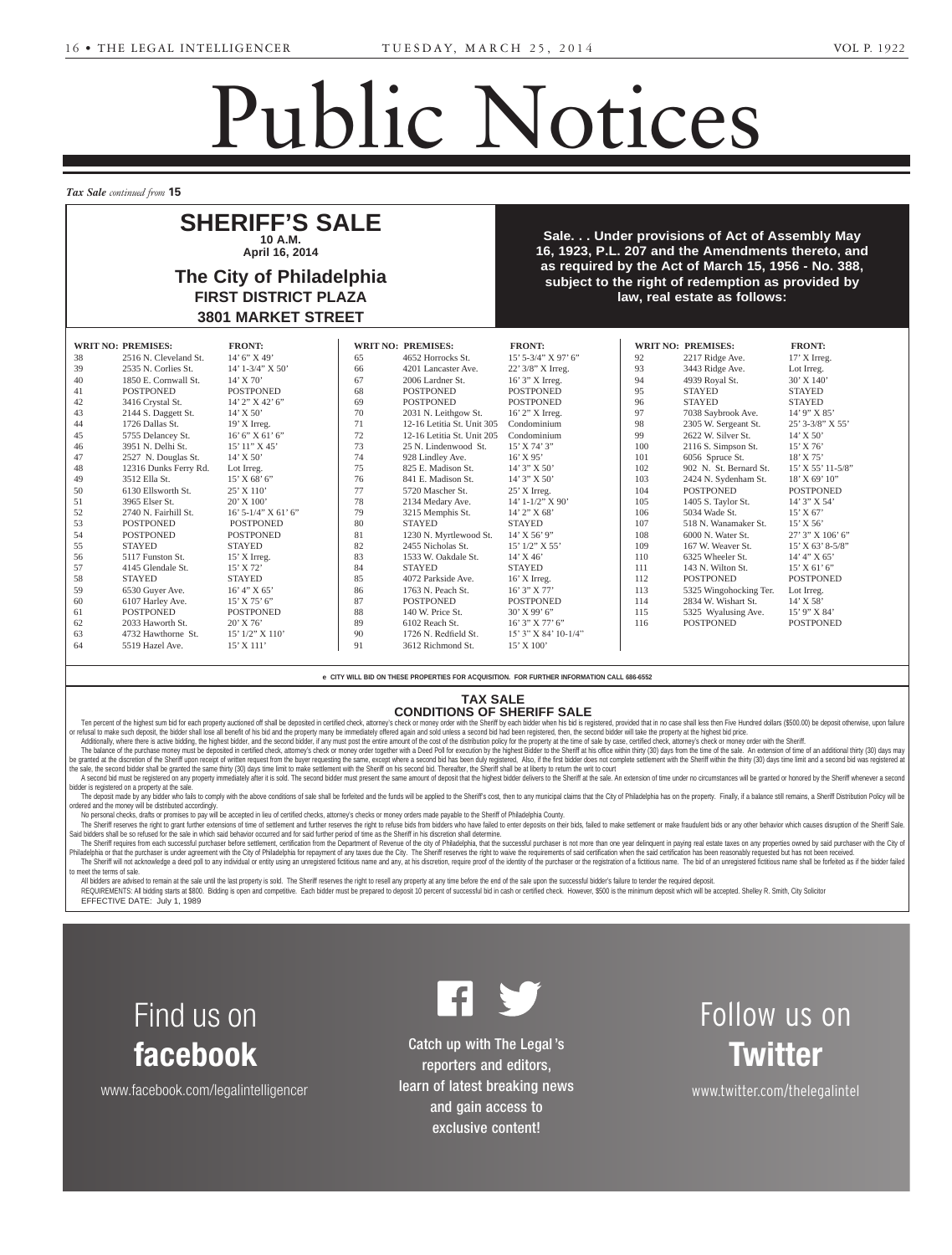# Public Notices

*Tax Sale continued from* **15**

## SHERIFF'S SALE

**10 A.M.**
**April 16, 2014**

### The City of Philadelphia
**FIRST DISTRICT PLAZA**
**3801 MARKET STREET**

**Sale. . . Under provisions of Act of Assembly May 16, 1923, P.L. 207 and the Amendments thereto, and as required by the Act of March 15, 1956 - No. 388, subject to the right of redemption as provided by law, real estate as follows:**

| WRIT NO: | PREMISES: | FRONT: |
|---|---|---|
| 38 | 2516 N. Cleveland St. | 14' 6" X 49' |
| 39 | 2535 N. Corlies St. | 14' 1-3/4" X 50' |
| 40 | 1850 E. Cornwall St. | 14' X 70' |
| 41 | POSTPONED | POSTPONED |
| 42 | 3416 Crystal St. | 14' 2" X 42' 6" |
| 43 | 2144 S. Daggett St. | 14' X 50' |
| 44 | 1726 Dallas St. | 19' X Irreg. |
| 45 | 5755 Delancey St. | 16' 6" X 61' 6" |
| 46 | 3951 N. Delhi St. | 15' 11" X 45' |
| 47 | 2527 N. Douglas St. | 14' X 50' |
| 48 | 12316 Dunks Ferry Rd. | Lot Irreg. |
| 49 | 3512 Ella St. | 15' X 68' 6" |
| 50 | 6130 Ellsworth St. | 25' X 110' |
| 51 | 3965 Elser St. | 20' X 100' |
| 52 | 2740 N. Fairhill St. | 16' 5-1/4" X 61' 6" |
| 53 | POSTPONED | POSTPONED |
| 54 | POSTPONED | POSTPONED |
| 55 | STAYED | STAYED |
| 56 | 5117 Funston St. | 15' X Irreg. |
| 57 | 4145 Glendale St. | 15' X 72' |
| 58 | STAYED | STAYED |
| 59 | 6530 Guyer Ave. | 16' 4" X 65' |
| 60 | 6107 Harley Ave. | 15' X 75' 6" |
| 61 | POSTPONED | POSTPONED |
| 62 | 2033 Haworth St. | 20' X 76' |
| 63 | 4732 Hawthorne St. | 15' 1/2" X 110' |
| 64 | 5519 Hazel Ave. | 15' X 111' |
| 65 | 4652 Horrocks St. | 15' 5-3/4" X 97' 6" |
| 66 | 4201 Lancaster Ave. | 22' 3/8" X Irreg. |
| 67 | 2006 Lardner St. | 16' 3" X Irreg. |
| 68 | POSTPONED | POSTPONED |
| 69 | POSTPONED | POSTPONED |
| 70 | 2031 N. Leithgow St. | 16' 2" X Irreg. |
| 71 | 12-16 Letitia St. Unit 305 | Condominium |
| 72 | 12-16 Letitia St. Unit 205 | Condominium |
| 73 | 25 N. Lindenwood St. | 15' X 74' 3" |
| 74 | 928 Lindley Ave. | 16' X 95' |
| 75 | 825 E. Madison St. | 14' 3" X 50' |
| 76 | 841 E. Madison St. | 14' 3" X 50' |
| 77 | 5720 Mascher St. | 25' X Irreg. |
| 78 | 2134 Medary Ave. | 14' 1-1/2" X 90' |
| 79 | 3215 Memphis St. | 14' 2" X 68' |
| 80 | STAYED | STAYED |
| 81 | 1230 N. Myrtlewood St. | 14' X 56' 9" |
| 82 | 2455 Nicholas St. | 15' 1/2" X 55' |
| 83 | 1533 W. Oakdale St. | 14' X 46' |
| 84 | STAYED | STAYED |
| 85 | 4072 Parkside Ave. | 16' X Irreg. |
| 86 | 1763 N. Peach St. | 16' 3" X 77' |
| 87 | POSTPONED | POSTPONED |
| 88 | 140 W. Price St. | 30' X 99' 6" |
| 89 | 6102 Reach St. | 16' 3" X 77' 6" |
| 90 | 1726 N. Redfield St. | 15' 3" X 84' 10-1/4" |
| 91 | 3612 Richmond St. | 15' X 100' |
| 92 | 2217 Ridge Ave. | 17' X Irreg. |
| 93 | 3443 Ridge Ave. | Lot Irreg. |
| 94 | 4939 Royal St. | 30' X 140' |
| 95 | STAYED | STAYED |
| 96 | STAYED | STAYED |
| 97 | 7038 Saybrook Ave. | 14' 9" X 85' |
| 98 | 2305 W. Sergeant St. | 25' 3-3/8" X 55' |
| 99 | 2622 W. Silver St. | 14' X 50' |
| 100 | 2116 S. Simpson St. | 15' X 76' |
| 101 | 6056 Spruce St. | 18' X 75' |
| 102 | 902 N. St. Bernard St. | 15' X 55' 11-5/8" |
| 103 | 2424 N. Sydenham St. | 18' X 69' 10" |
| 104 | POSTPONED | POSTPONED |
| 105 | 1405 S. Taylor St. | 14' 3" X 54' |
| 106 | 5034 Wade St. | 15' X 67' |
| 107 | 518 N. Wanamaker St. | 15' X 56' |
| 108 | 6000 N. Water St. | 27' 3" X 106' 6" |
| 109 | 167 W. Weaver St. | 15' X 63' 8-5/8" |
| 110 | 6325 Wheeler St. | 14' 4" X 65' |
| 111 | 143 N. Wilton St. | 15' X 61' 6" |
| 112 | POSTPONED | POSTPONED |
| 113 | 5325 Wingohocking Ter. | Lot Irreg. |
| 114 | 2834 W. Wishart St. | 14' X 58' |
| 115 | 5325 Wyalusing Ave. | 15' 9" X 84' |
| 116 | POSTPONED | POSTPONED |

**e CITY WILL BID ON THESE PROPERTIES FOR ACQUISITION. FOR FURTHER INFORMATION CALL 686-6552**

### TAX SALE
### CONDITIONS OF SHERIFF SALE

Ten percent of the highest sum bid for each property auctioned off shall be deposited in certified check, attorney's check or money order with the Sheriff by each bidder when his bid is registered, provided that in no case shall less then Five Hundred dollars ($500.00) be deposit otherwise, upon failure or refusal to make such deposit, the bidder shall lose all benefit of his bid and the property many be immediately offered again and sold unless a second bid had been registered, then, the second bidder will take the property at the highest bid price.

Additionally, where there is active bidding, the highest bidder, and the second bidder, if any must post the entire amount of the cost of the distribution policy for the property at the time of sale by case, certified check, attorney's check or money order with the Sheriff.

The balance of the purchase money must be deposited in certified check, attorney's check or money order together with a Deed Poll for execution by the highest Bidder to the Sheriff at his office within thirty (30) days from the time of the sale. An extension of time of an additional thirty (30) days may be granted at the discretion of the Sheriff upon receipt of written request from the buyer requesting the same, except where a second bid has been duly registered. Also, if the first bidder does not complete settlement with the Sheriff within the thirty (30) days time limit and a second bid was registered at the sale, the second bidder shall be granted the same thirty (30) days time limit to make settlement with the Sheriff on his second bid. Thereafter, the Sheriff shall be at liberty to return the writ to court

A second bid must be registered on any property immediately after it is sold. The second bidder must present the same amount of deposit that the highest bidder delivers to the Sheriff at the sale. An extension of time under no circumstances will be granted or honored by the Sheriff whenever a second bidder is registered on a property at the sale.

The deposit made by any bidder who fails to comply with the above conditions of sale shall be forfeited and the funds will be applied to the Sheriff's cost, then to any municipal claims that the City of Philadelphia has on the property. Finally, if a balance still remains, a Sheriff Distribution Policy will be ordered and the money will be distributed accordingly.

No personal checks, drafts or promises to pay will be accepted in lieu of certified checks, attorney's checks or money orders made payable to the Sheriff of Philadelphia County.

The Sheriff reserves the right to grant further extensions of time of settlement and further reserves the right to refuse bids from bidders who have failed to enter deposits on their bids, failed to make settlement or make fraudulent bids or any other behavior which causes disruption of the Sheriff Sale. Said bidders shall be so refused for the sale in which said behavior occurred and for said further period of time as the Sheriff in his discretion shall determine.

The Sheriff requires from each successful purchaser before settlement, certification from the Department of Revenue of the city of Philadelphia, that the successful purchaser is not more than one year delinquent in paying real estate taxes on any properties owned by said purchaser with the City of Philadelphia or that the purchaser is under agreement with the City of Philadelphia for repayment of any taxes due the City. The Sheriff reserves the right to waive the requirements of said certification when the said certification has been reasonably requested but has not been received.

The Sheriff will not acknowledge a deed poll to any individual or entity using an unregistered fictitious name and any, at his discretion, require proof of the identity of the purchaser or the registration of a fictitious name. The bid of an unregistered fictitious name shall be forfeited as if the bidder failed to meet the terms of sale.

All bidders are advised to remain at the sale until the last property is sold. The Sheriff reserves the right to resell any property at any time before the end of the sale upon the successful bidder's failure to tender the required deposit.

REQUIREMENTS: All bidding starts at $800. Bidding is open and competitive. Each bidder must be prepared to deposit 10 percent of successful bid in cash or certified check. However, $500 is the minimum deposit which will be accepted. Shelley R. Smith, City Solicitor

EFFECTIVE DATE: July 1, 1989

Find us on **facebook**
www.facebook.com/legalintelligencer

Catch up with The Legal's reporters and editors, learn of latest breaking news and gain access to exclusive content!

Follow us on **Twitter**
www.twitter.com/thelegalintel